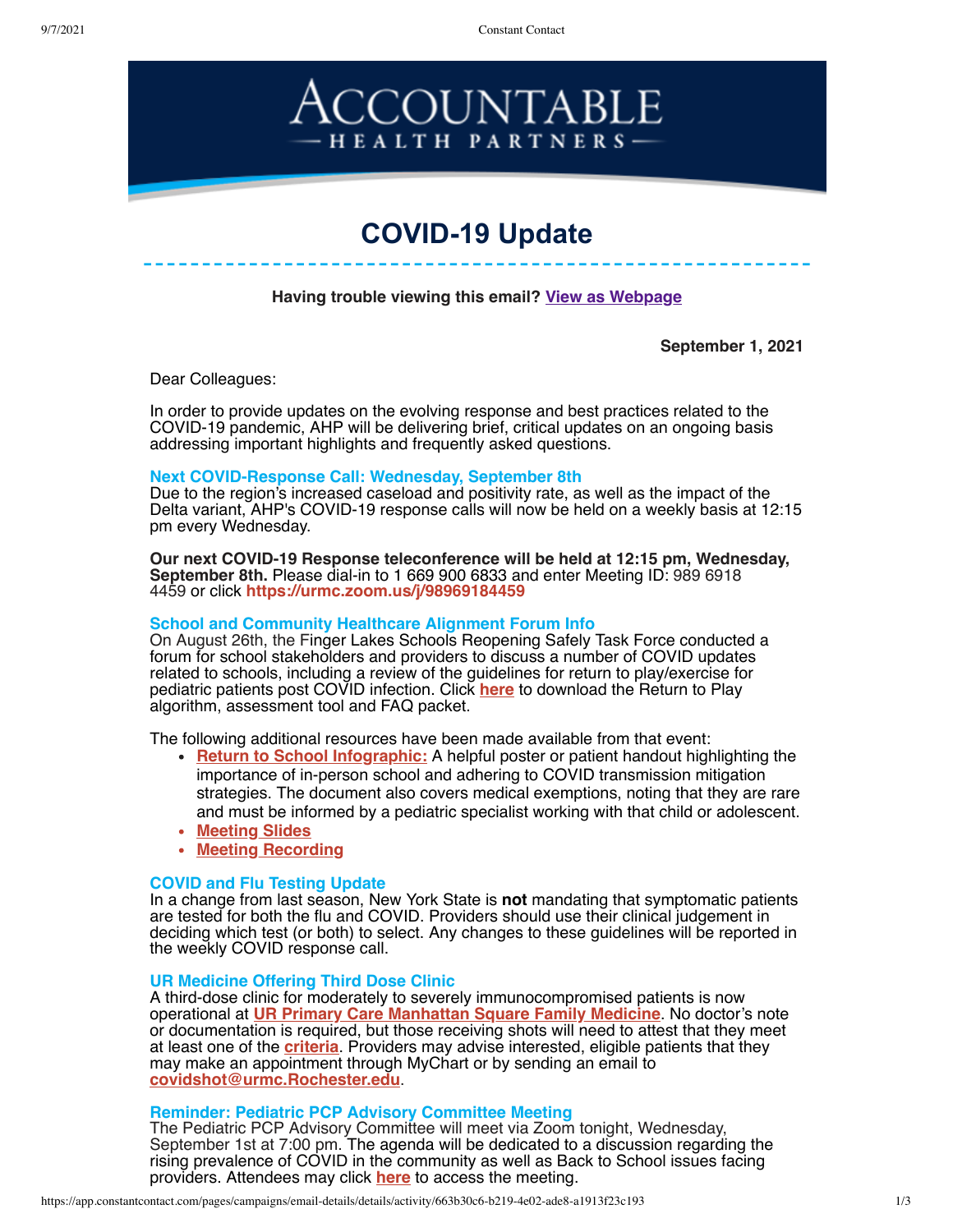# ACCOUNTABLE HEALTH PARTNERS

## COVID-19 Update

**Having trouble viewing this email? View as Webpage**

**September 1, 2021**

Dear Colleagues:

In order to provide updates on the evolving response and best practices related to the COVID-19 pandemic, AHP will be delivering brief, critical updates on an ongoing basis addressing important highlights and frequently asked questions.

### Next COVID-Response Call: Wednesday, September 8th

Due to the region's increased caseload and positivity rate, as well as the impact of the Delta variant, AHP's COVID-19 response calls will now be held on a weekly basis at 12:15 pm every Wednesday.

**Our next COVID-19 Response teleconference will be held at 12:15 pm, Wednesday, September 8th.** Please dial-in to 1 669 900 6833 and enter Meeting ID: 989 6918 4459 or click **https://urmc.zoom.us/j/98969184459**

### School and Community Healthcare Alignment Forum Info

On August 26th, the Finger Lakes Schools Reopening Safely Task Force conducted a forum for school stakeholders and providers to discuss a number of COVID updates related to schools, including a review of the guidelines for return to play/exercise for pediatric patients post COVID infection. Click **here** to download the Return to Play algorithm, assessment tool and FAQ packet.

The following additional resources have been made available from that event:

- **Return to School Infographic:** A helpful poster or patient handout highlighting the importance of in-person school and adhering to COVID transmission mitigation strategies. The document also covers medical exemptions, noting that they are rare and must be informed by a pediatric specialist working with that child or adolescent.
- **Meeting Slides**
- **Meeting Recording**

### COVID and Flu Testing Update

In a change from last season, New York State is **not** mandating that symptomatic patients are tested for both the flu and COVID. Providers should use their clinical judgement in deciding which test (or both) to select. Any changes to these guidelines will be reported in the weekly COVID response call.

### UR Medicine Offering Third Dose Clinic

A third-dose clinic for moderately to severely immunocompromised patients is now operational at **UR Primary Care Manhattan Square Family Medicine**. No doctor's note or documentation is required, but those receiving shots will need to attest that they meet at least one of the **criteria**. Providers may advise interested, eligible patients that they may make an appointment through MyChart or by sending an email to **covidshot@urmc.Rochester.edu**.

### Reminder: Pediatric PCP Advisory Committee Meeting

The Pediatric PCP Advisory Committee will meet via Zoom tonight, Wednesday, September 1st at 7:00 pm. The agenda will be dedicated to a discussion regarding the rising prevalence of COVID in the community as well as Back to School issues facing providers. Attendees may click **here** to access the meeting.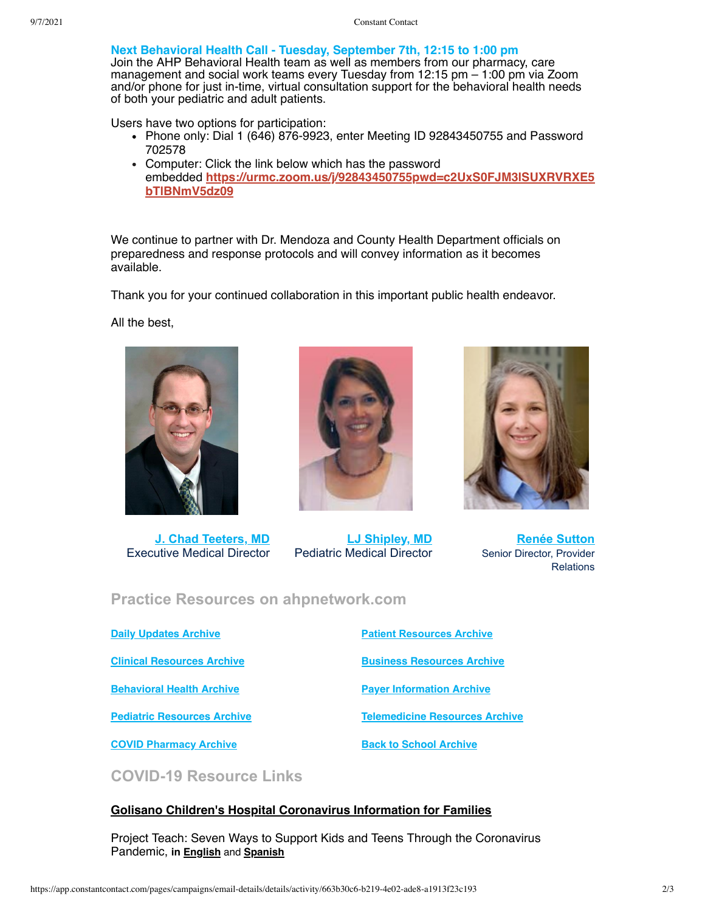**Next Behavioral Health Call - Tuesday, September 7th, 12:15 to 1:00 pm**
Join the AHP Behavioral Health team as well as members from our pharmacy, care management and social work teams every Tuesday from 12:15 pm – 1:00 pm via Zoom and/or phone for just in-time, virtual consultation support for the behavioral health needs of both your pediatric and adult patients.

Users have two options for participation:

- Phone only: Dial 1 (646) 876-9923, enter Meeting ID 92843450755 and Password 702578
- Computer: Click the link below which has the password embedded **https://urmc.zoom.us/j/92843450755pwd=c2UxS0FJM3lSUXRVRXE5bTlBNmV5dz09**

We continue to partner with Dr. Mendoza and County Health Department officials on preparedness and response protocols and will convey information as it becomes available.

Thank you for your continued collaboration in this important public health endeavor.

All the best,

**J. Chad Teeters, MD**
Executive Medical Director

**LJ Shipley, MD**
Pediatric Medical Director

**Renée Sutton**
Senior Director, Provider Relations

## Practice Resources on ahpnetwork.com

- Daily Updates Archive
- Clinical Resources Archive
- Behavioral Health Archive
- Pediatric Resources Archive
- COVID Pharmacy Archive
- Patient Resources Archive
- Business Resources Archive
- Payer Information Archive
- Telemedicine Resources Archive
- Back to School Archive

## COVID-19 Resource Links

**Golisano Children's Hospital Coronavirus Information for Families**

Project Teach: Seven Ways to Support Kids and Teens Through the Coronavirus Pandemic, **in English** and **Spanish**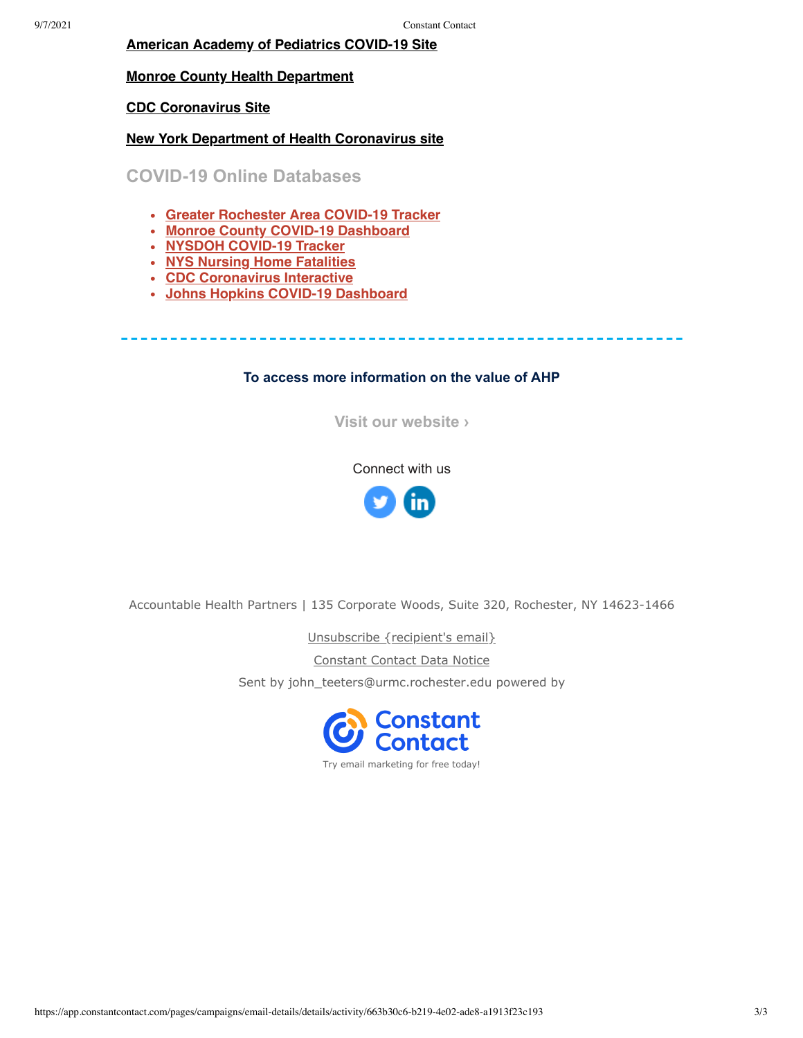**American Academy of Pediatrics COVID-19 Site**

**Monroe County Health Department**

**CDC Coronavirus Site**

**New York Department of Health Coronavirus site**

## COVID-19 Online Databases

- **Greater Rochester Area COVID-19 Tracker**
- **Monroe County COVID-19 Dashboard**
- **NYSDOH COVID-19 Tracker**
- **NYS Nursing Home Fatalities**
- **CDC Coronavirus Interactive**
- **Johns Hopkins COVID-19 Dashboard**

---

**To access more information on the value of AHP**

**Visit our website ›**

Connect with us

Accountable Health Partners | 135 Corporate Woods, Suite 320, Rochester, NY 14623-1466

Unsubscribe {recipient's email}

Constant Contact Data Notice

Sent by john_teeters@urmc.rochester.edu powered by

Constant Contact

Try email marketing for free today!